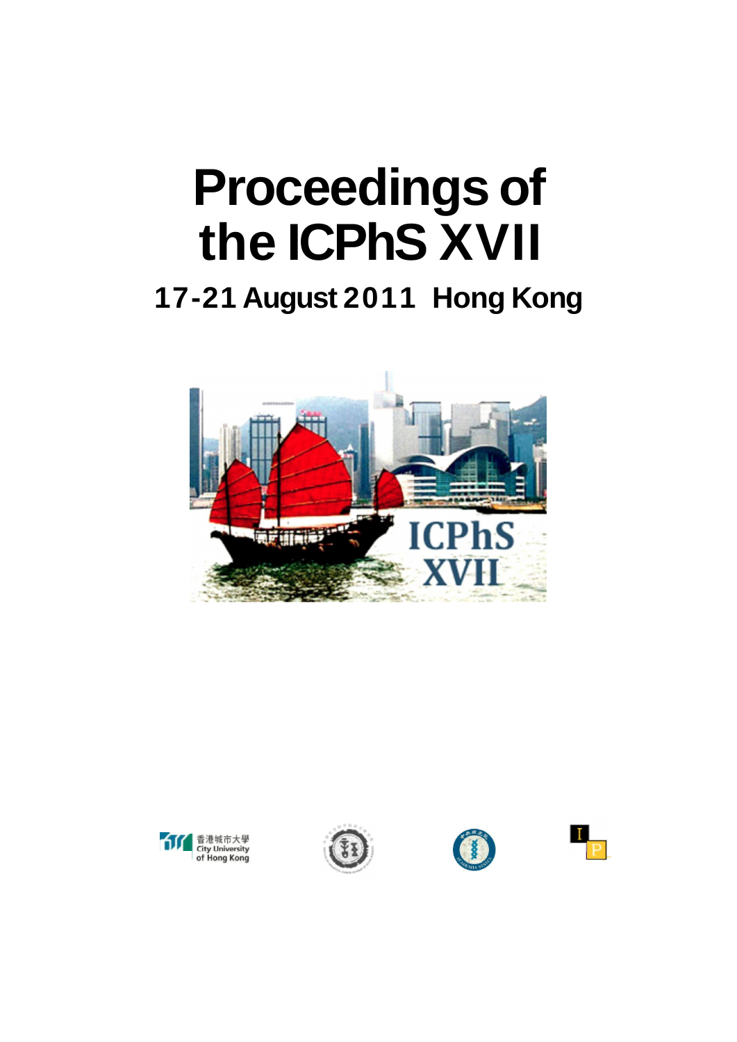# Proceedings of the ICPhS XVII

## 17-21 August 2011 Hong Kong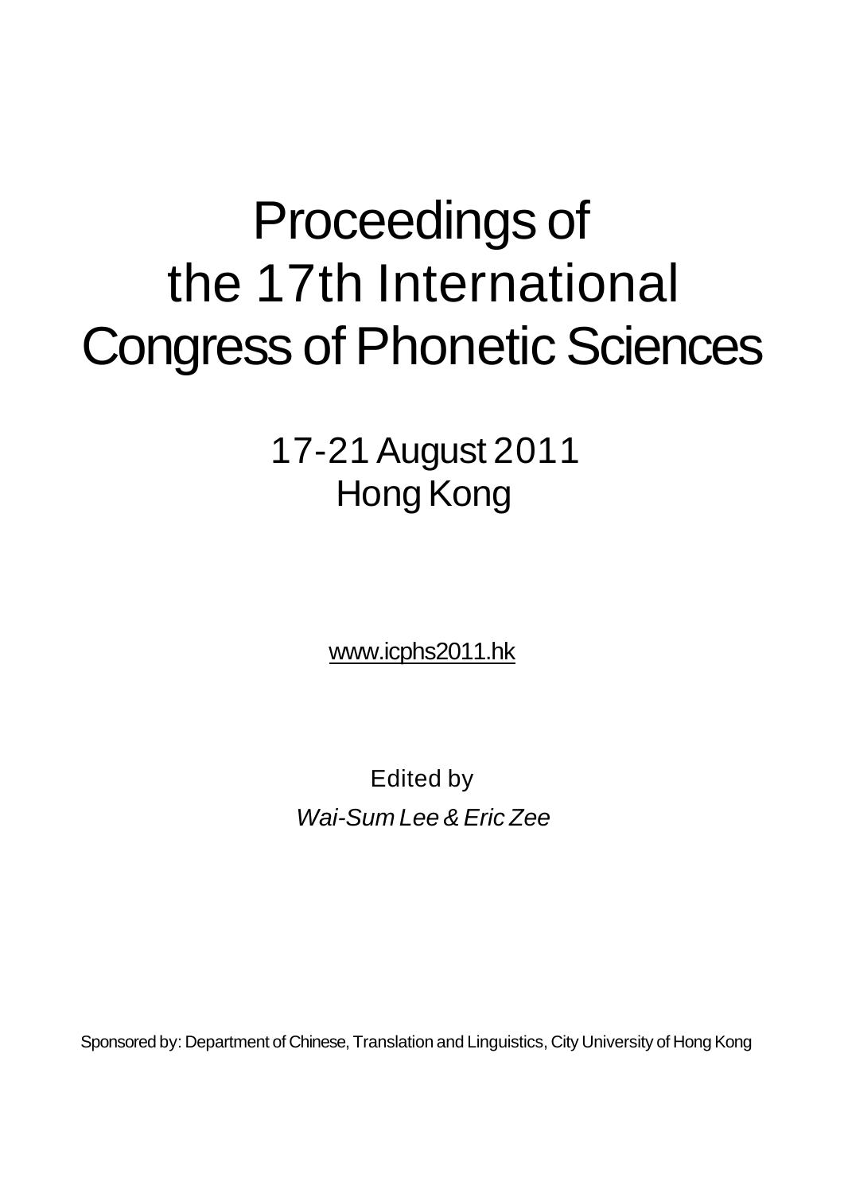# Proceedings of the 17th International Congress of Phonetic Sciences

## 17-21 August 2011
## Hong Kong

www.icphs2011.hk

Edited by

*Wai-Sum Lee & Eric Zee*

Sponsored by: Department of Chinese, Translation and Linguistics, City University of Hong Kong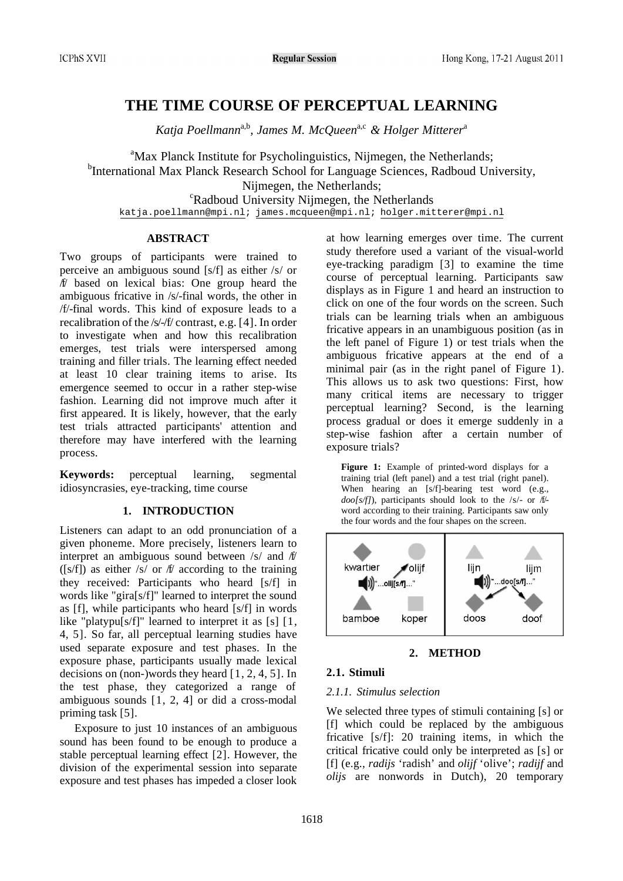# THE TIME COURSE OF PERCEPTUAL LEARNING

*Katja Poellmann*[a,b], *James M. McQueen*[a,c] *& Holger Mitterer*[a]

[a]Max Planck Institute for Psycholinguistics, Nijmegen, the Netherlands;
[b]International Max Planck Research School for Language Sciences, Radboud University, Nijmegen, the Netherlands;
[c]Radboud University Nijmegen, the Netherlands
katja.poellmann@mpi.nl; james.mcqueen@mpi.nl; holger.mitterer@mpi.nl

## ABSTRACT

Two groups of participants were trained to perceive an ambiguous sound [s/f] as either /s/ or /f/ based on lexical bias: One group heard the ambiguous fricative in /s/-final words, the other in /f/-final words. This kind of exposure leads to a recalibration of the /s/-/f/ contrast, e.g. [4]. In order to investigate when and how this recalibration emerges, test trials were interspersed among training and filler trials. The learning effect needed at least 10 clear training items to arise. Its emergence seemed to occur in a rather step-wise fashion. Learning did not improve much after it first appeared. It is likely, however, that the early test trials attracted participants' attention and therefore may have interfered with the learning process.

**Keywords:** perceptual learning, segmental idiosyncrasies, eye-tracking, time course

## 1. INTRODUCTION

Listeners can adapt to an odd pronunciation of a given phoneme. More precisely, listeners learn to interpret an ambiguous sound between /s/ and /f/ ([s/f]) as either /s/ or /f/ according to the training they received: Participants who heard [s/f] in words like "gira[s/f]" learned to interpret the sound as [f], while participants who heard [s/f] in words like "platypu[s/f]" learned to interpret it as [s] [1, 4, 5]. So far, all perceptual learning studies have used separate exposure and test phases. In the exposure phase, participants usually made lexical decisions on (non-)words they heard [1, 2, 4, 5]. In the test phase, they categorized a range of ambiguous sounds [1, 2, 4] or did a cross-modal priming task [5].

Exposure to just 10 instances of an ambiguous sound has been found to be enough to produce a stable perceptual learning effect [2]. However, the division of the experimental session into separate exposure and test phases has impeded a closer look at how learning emerges over time. The current study therefore used a variant of the visual-world eye-tracking paradigm [3] to examine the time course of perceptual learning. Participants saw displays as in Figure 1 and heard an instruction to click on one of the four words on the screen. Such trials can be learning trials when an ambiguous fricative appears in an unambiguous position (as in the left panel of Figure 1) or test trials when the ambiguous fricative appears at the end of a minimal pair (as in the right panel of Figure 1). This allows us to ask two questions: First, how many critical items are necessary to trigger perceptual learning? Second, is the learning process gradual or does it emerge suddenly in a step-wise fashion after a certain number of exposure trials?

**Figure 1:** Example of printed-word displays for a training trial (left panel) and a test trial (right panel). When hearing an [s/f]-bearing test word (e.g., *doo[s/f]*), participants should look to the /s/- or /f/-word according to their training. Participants saw only the four words and the four shapes on the screen.

## 2. METHOD

### 2.1. Stimuli

#### 2.1.1. Stimulus selection

We selected three types of stimuli containing [s] or [f] which could be replaced by the ambiguous fricative [s/f]: 20 training items, in which the critical fricative could only be interpreted as [s] or [f] (e.g., *radijs* 'radish' and *olijf* 'olive'; *radijf* and *olijs* are nonwords in Dutch), 20 temporary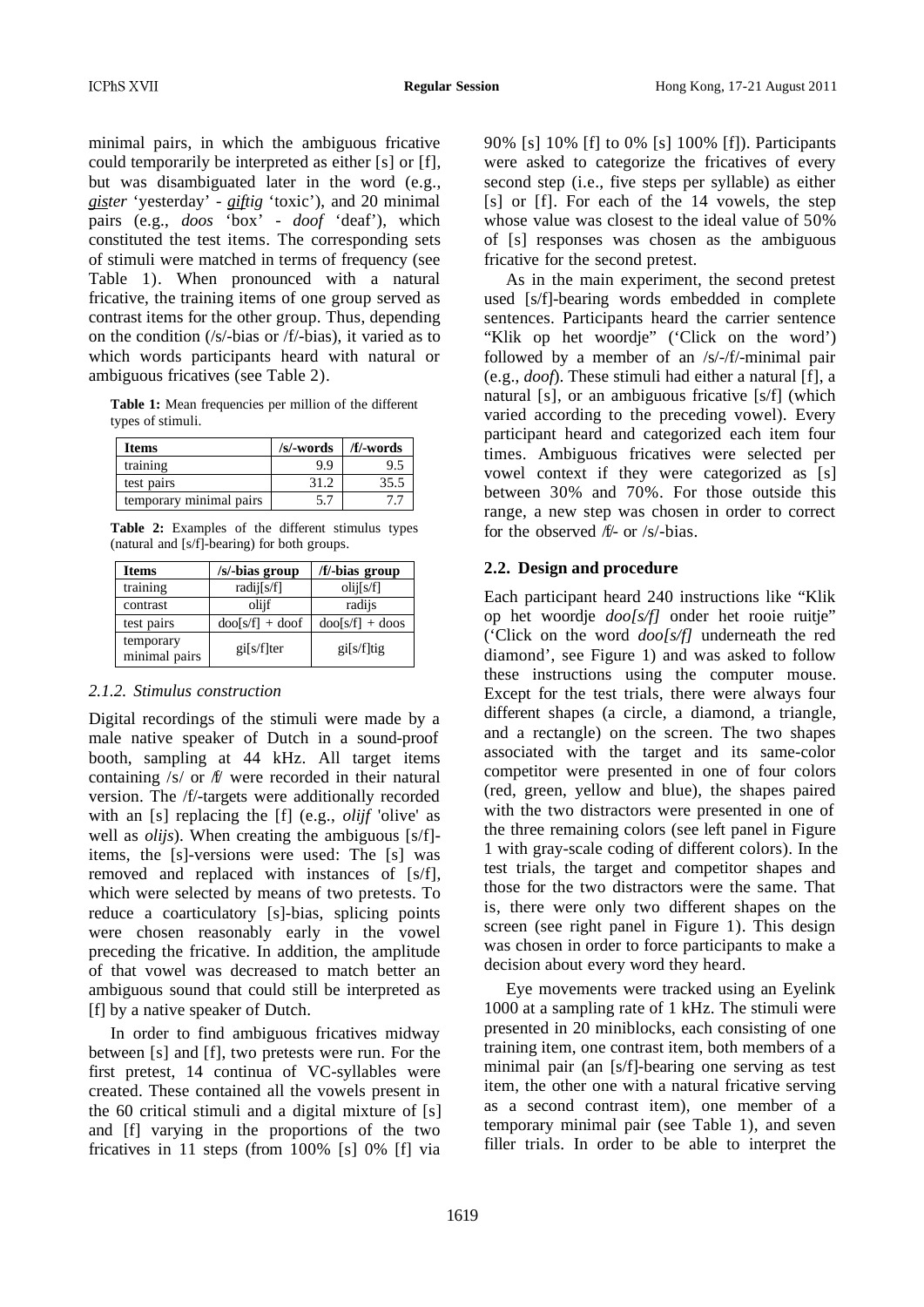minimal pairs, in which the ambiguous fricative could temporarily be interpreted as either [s] or [f], but was disambiguated later in the word (e.g., *gister* 'yesterday' - *giftig* 'toxic'), and 20 minimal pairs (e.g., *doos* 'box' - *doof* 'deaf'), which constituted the test items. The corresponding sets of stimuli were matched in terms of frequency (see Table 1). When pronounced with a natural fricative, the training items of one group served as contrast items for the other group. Thus, depending on the condition (/s/-bias or /f/-bias), it varied as to which words participants heard with natural or ambiguous fricatives (see Table 2).

**Table 1:** Mean frequencies per million of the different types of stimuli.

| Items | /s/-words | /f/-words |
|---|---|---|
| training | 9.9 | 9.5 |
| test pairs | 31.2 | 35.5 |
| temporary minimal pairs | 5.7 | 7.7 |

**Table 2:** Examples of the different stimulus types (natural and [s/f]-bearing) for both groups.

| Items | /s/-bias group | /f/-bias group |
|---|---|---|
| training | radij[s/f] | olij[s/f] |
| contrast | olijf | radijs |
| test pairs | doo[s/f] + doof | doo[s/f] + doos |
| temporary minimal pairs | gi[s/f]ter | gi[s/f]tig |

### 2.1.2. Stimulus construction

Digital recordings of the stimuli were made by a male native speaker of Dutch in a sound-proof booth, sampling at 44 kHz. All target items containing /s/ or /f/ were recorded in their natural version. The /f/-targets were additionally recorded with an [s] replacing the [f] (e.g., *olijf* 'olive' as well as *olijs*). When creating the ambiguous [s/f]-items, the [s]-versions were used: The [s] was removed and replaced with instances of [s/f], which were selected by means of two pretests. To reduce a coarticulatory [s]-bias, splicing points were chosen reasonably early in the vowel preceding the fricative. In addition, the amplitude of that vowel was decreased to match better an ambiguous sound that could still be interpreted as [f] by a native speaker of Dutch.

In order to find ambiguous fricatives midway between [s] and [f], two pretests were run. For the first pretest, 14 continua of VC-syllables were created. These contained all the vowels present in the 60 critical stimuli and a digital mixture of [s] and [f] varying in the proportions of the two fricatives in 11 steps (from 100% [s] 0% [f] via 90% [s] 10% [f] to 0% [s] 100% [f]). Participants were asked to categorize the fricatives of every second step (i.e., five steps per syllable) as either [s] or [f]. For each of the 14 vowels, the step whose value was closest to the ideal value of 50% of [s] responses was chosen as the ambiguous fricative for the second pretest.

As in the main experiment, the second pretest used [s/f]-bearing words embedded in complete sentences. Participants heard the carrier sentence "Klik op het woordje" ('Click on the word') followed by a member of an /s/-/f/-minimal pair (e.g., *doof*). These stimuli had either a natural [f], a natural [s], or an ambiguous fricative [s/f] (which varied according to the preceding vowel). Every participant heard and categorized each item four times. Ambiguous fricatives were selected per vowel context if they were categorized as [s] between 30% and 70%. For those outside this range, a new step was chosen in order to correct for the observed /f/- or /s/-bias.

## 2.2. Design and procedure

Each participant heard 240 instructions like "Klik op het woordje *doo[s/f]* onder het rooie ruitje" ('Click on the word *doo[s/f]* underneath the red diamond', see Figure 1) and was asked to follow these instructions using the computer mouse. Except for the test trials, there were always four different shapes (a circle, a diamond, a triangle, and a rectangle) on the screen. The two shapes associated with the target and its same-color competitor were presented in one of four colors (red, green, yellow and blue), the shapes paired with the two distractors were presented in one of the three remaining colors (see left panel in Figure 1 with gray-scale coding of different colors). In the test trials, the target and competitor shapes and those for the two distractors were the same. That is, there were only two different shapes on the screen (see right panel in Figure 1). This design was chosen in order to force participants to make a decision about every word they heard.

Eye movements were tracked using an Eyelink 1000 at a sampling rate of 1 kHz. The stimuli were presented in 20 miniblocks, each consisting of one training item, one contrast item, both members of a minimal pair (an [s/f]-bearing one serving as test item, the other one with a natural fricative serving as a second contrast item), one member of a temporary minimal pair (see Table 1), and seven filler trials. In order to be able to interpret the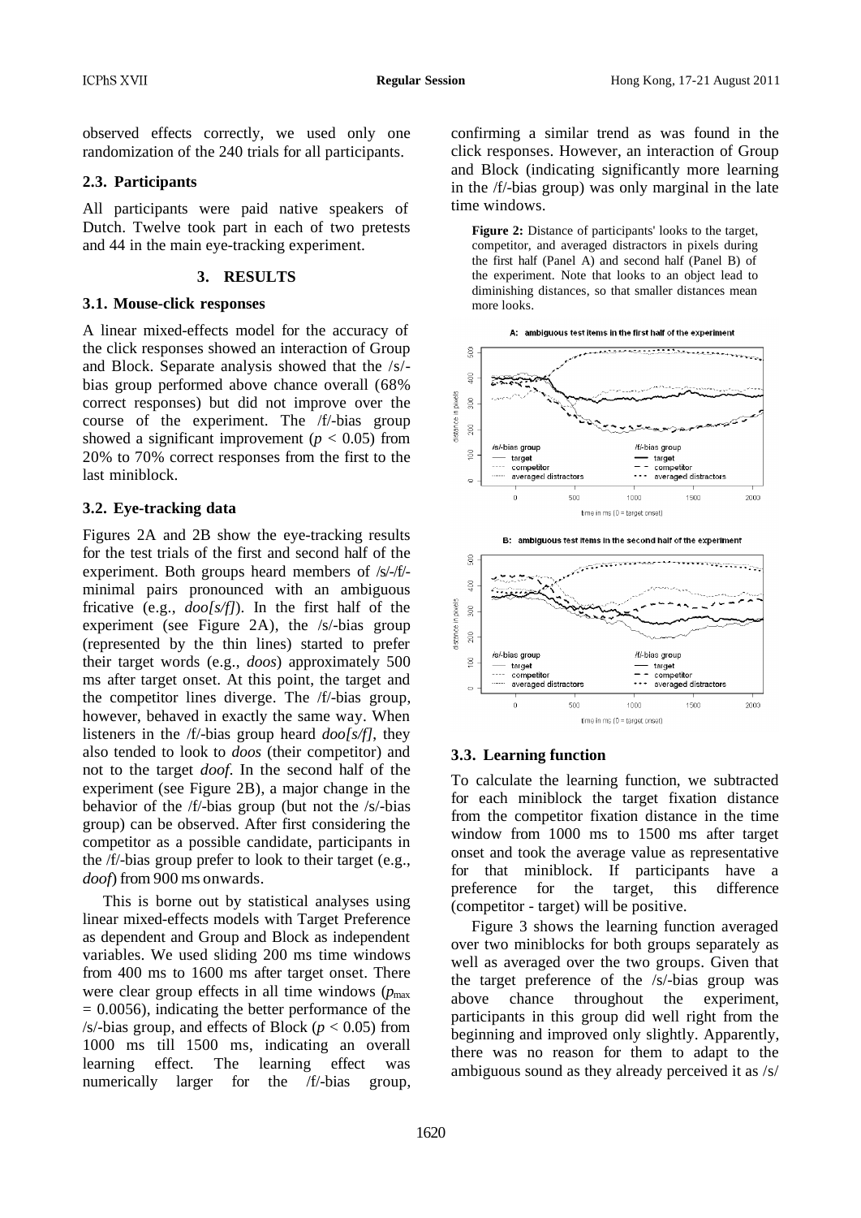observed effects correctly, we used only one randomization of the 240 trials for all participants.

### 2.3. Participants

All participants were paid native speakers of Dutch. Twelve took part in each of two pretests and 44 in the main eye-tracking experiment.

## 3. RESULTS

### 3.1. Mouse-click responses

A linear mixed-effects model for the accuracy of the click responses showed an interaction of Group and Block. Separate analysis showed that the /s/-bias group performed above chance overall (68% correct responses) but did not improve over the course of the experiment. The /f/-bias group showed a significant improvement ($p < 0.05$) from 20% to 70% correct responses from the first to the last miniblock.

### 3.2. Eye-tracking data

Figures 2A and 2B show the eye-tracking results for the test trials of the first and second half of the experiment. Both groups heard members of /s/-/f/-minimal pairs pronounced with an ambiguous fricative (e.g., *doo[s/f]*). In the first half of the experiment (see Figure 2A), the /s/-bias group (represented by the thin lines) started to prefer their target words (e.g., *doos*) approximately 500 ms after target onset. At this point, the target and the competitor lines diverge. The /f/-bias group, however, behaved in exactly the same way. When listeners in the /f/-bias group heard *doo[s/f]*, they also tended to look to *doos* (their competitor) and not to the target *doof*. In the second half of the experiment (see Figure 2B), a major change in the behavior of the /f/-bias group (but not the /s/-bias group) can be observed. After first considering the competitor as a possible candidate, participants in the /f/-bias group prefer to look to their target (e.g., *doof*) from 900 ms onwards.

This is borne out by statistical analyses using linear mixed-effects models with Target Preference as dependent and Group and Block as independent variables. We used sliding 200 ms time windows from 400 ms to 1600 ms after target onset. There were clear group effects in all time windows ($p_{max} = 0.0056$), indicating the better performance of the /s/-bias group, and effects of Block ($p < 0.05$) from 1000 ms till 1500 ms, indicating an overall learning effect. The learning effect was numerically larger for the /f/-bias group, confirming a similar trend as was found in the click responses. However, an interaction of Group and Block (indicating significantly more learning in the /f/-bias group) was only marginal in the late time windows.

**Figure 2:** Distance of participants' looks to the target, competitor, and averaged distractors in pixels during the first half (Panel A) and second half (Panel B) of the experiment. Note that looks to an object lead to diminishing distances, so that smaller distances mean more looks.

### 3.3. Learning function

To calculate the learning function, we subtracted for each miniblock the target fixation distance from the competitor fixation distance in the time window from 1000 ms to 1500 ms after target onset and took the average value as representative for that miniblock. If participants have a preference for the target, this difference (competitor - target) will be positive.

Figure 3 shows the learning function averaged over two miniblocks for both groups separately as well as averaged over the two groups. Given that the target preference of the /s/-bias group was above chance throughout the experiment, participants in this group did well right from the beginning and improved only slightly. Apparently, there was no reason for them to adapt to the ambiguous sound as they already perceived it as /s/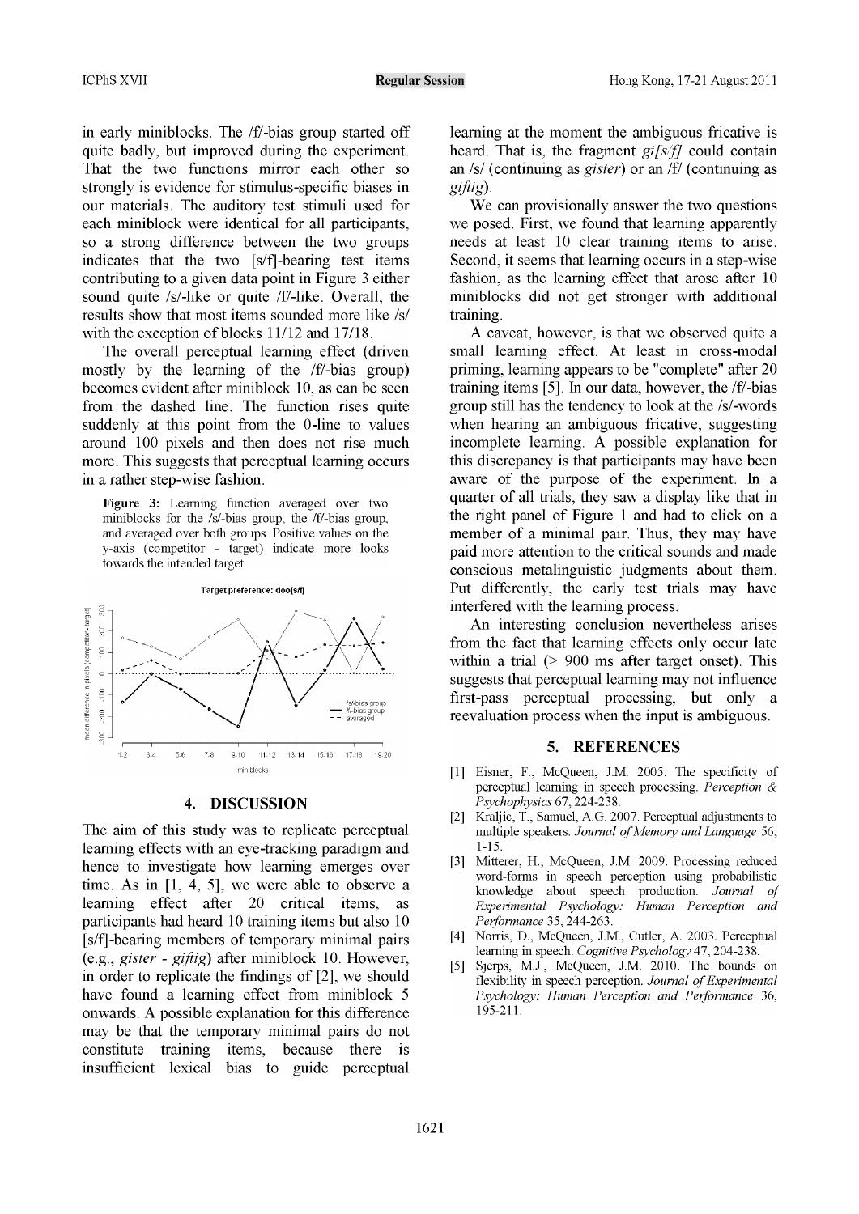in early miniblocks. The /f/-bias group started off quite badly, but improved during the experiment. That the two functions mirror each other so strongly is evidence for stimulus-specific biases in our materials. The auditory test stimuli used for each miniblock were identical for all participants, so a strong difference between the two groups indicates that the two [s/f]-bearing test items contributing to a given data point in Figure 3 either sound quite /s/-like or quite /f/-like. Overall, the results show that most items sounded more like /s/ with the exception of blocks 11/12 and 17/18.

The overall perceptual learning effect (driven mostly by the learning of the /f/-bias group) becomes evident after miniblock 10, as can be seen from the dashed line. The function rises quite suddenly at this point from the 0-line to values around 100 pixels and then does not rise much more. This suggests that perceptual learning occurs in a rather step-wise fashion.

**Figure 3:** Learning function averaged over two miniblocks for the /s/-bias group, the /f/-bias group, and averaged over both groups. Positive values on the y-axis (competitor - target) indicate more looks towards the intended target.

Target preference: doo[s/f]

mean difference in pixels (competitor - target)

300
200
100
0
-100
-200
-300

1-2 3-4 5-6 7-8 9-10 11-12 13-14 15-16 17-18 19-20

miniblocks

/s/-bias group
/f/-bias group
averaged

## 4. DISCUSSION

The aim of this study was to replicate perceptual learning effects with an eye-tracking paradigm and hence to investigate how learning emerges over time. As in [1, 4, 5], we were able to observe a learning effect after 20 critical items, as participants had heard 10 training items but also 10 [s/f]-bearing members of temporary minimal pairs (e.g., *gister - giftig*) after miniblock 10. However, in order to replicate the findings of [2], we should have found a learning effect from miniblock 5 onwards. A possible explanation for this difference may be that the temporary minimal pairs do not constitute training items, because there is insufficient lexical bias to guide perceptual learning at the moment the ambiguous fricative is heard. That is, the fragment *gi[s/f]* could contain an /s/ (continuing as *gister*) or an /f/ (continuing as *giftig*).

We can provisionally answer the two questions we posed. First, we found that learning apparently needs at least 10 clear training items to arise. Second, it seems that learning occurs in a step-wise fashion, as the learning effect that arose after 10 miniblocks did not get stronger with additional training.

A caveat, however, is that we observed quite a small learning effect. At least in cross-modal priming, learning appears to be "complete" after 20 training items [5]. In our data, however, the /f/-bias group still has the tendency to look at the /s/-words when hearing an ambiguous fricative, suggesting incomplete learning. A possible explanation for this discrepancy is that participants may have been aware of the purpose of the experiment. In a quarter of all trials, they saw a display like that in the right panel of Figure 1 and had to click on a member of a minimal pair. Thus, they may have paid more attention to the critical sounds and made conscious metalinguistic judgments about them. Put differently, the early test trials may have interfered with the learning process.

An interesting conclusion nevertheless arises from the fact that learning effects only occur late within a trial (> 900 ms after target onset). This suggests that perceptual learning may not influence first-pass perceptual processing, but only a reevaluation process when the input is ambiguous.

## 5. REFERENCES

[1] Eisner, F., McQueen, J.M. 2005. The specificity of perceptual learning in speech processing. *Perception & Psychophysics* 67, 224-238.

[2] Kraljic, T., Samuel, A.G. 2007. Perceptual adjustments to multiple speakers. *Journal of Memory and Language* 56, 1-15.

[3] Mitterer, H., McQueen, J.M. 2009. Processing reduced word-forms in speech perception using probabilistic knowledge about speech production. *Journal of Experimental Psychology: Human Perception and Performance* 35, 244-263.

[4] Norris, D., McQueen, J.M., Cutler, A. 2003. Perceptual learning in speech. *Cognitive Psychology* 47, 204-238.

[5] Sjerps, M.J., McQueen, J.M. 2010. The bounds on flexibility in speech perception. *Journal of Experimental Psychology: Human Perception and Performance* 36, 195-211.